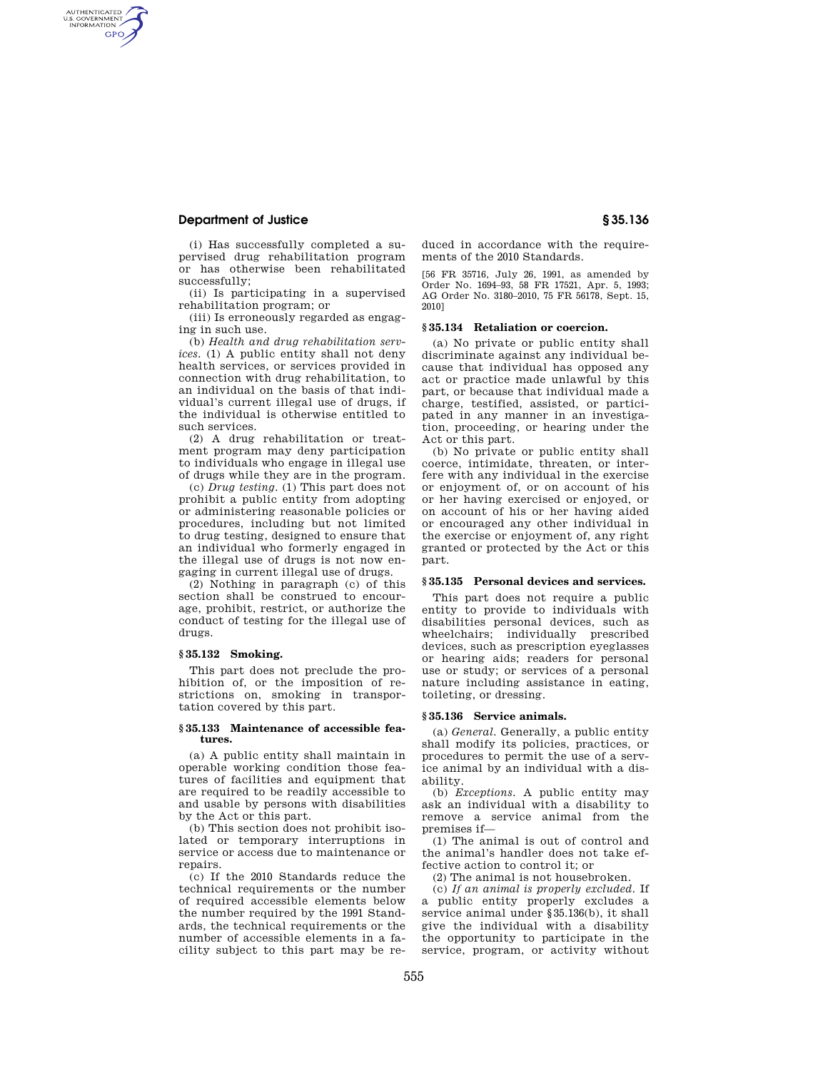(i) Has successfully completed a supervised drug rehabilitation program or has otherwise been rehabilitated successfully;

(ii) Is participating in a supervised rehabilitation program; or

(iii) Is erroneously regarded as engaging in such use.

(b) *Health and drug rehabilitation services.* (1) A public entity shall not deny health services, or services provided in connection with drug rehabilitation, to an individual on the basis of that individual's current illegal use of drugs, if the individual is otherwise entitled to such services.

(2) A drug rehabilitation or treatment program may deny participation to individuals who engage in illegal use of drugs while they are in the program.

(c) *Drug testing.* (1) This part does not prohibit a public entity from adopting or administering reasonable policies or procedures, including but not limited to drug testing, designed to ensure that an individual who formerly engaged in the illegal use of drugs is not now engaging in current illegal use of drugs.

(2) Nothing in paragraph (c) of this section shall be construed to encourage, prohibit, restrict, or authorize the conduct of testing for the illegal use of drugs.

### § 35.132 Smoking.

This part does not preclude the prohibition of, or the imposition of restrictions on, smoking in transportation covered by this part.

### § 35.133 Maintenance of accessible features.

(a) A public entity shall maintain in operable working condition those features of facilities and equipment that are required to be readily accessible to and usable by persons with disabilities by the Act or this part.

(b) This section does not prohibit isolated or temporary interruptions in service or access due to maintenance or repairs.

(c) If the 2010 Standards reduce the technical requirements or the number of required accessible elements below the number required by the 1991 Standards, the technical requirements or the number of accessible elements in a facility subject to this part may be reduced in accordance with the requirements of the 2010 Standards.

[56 FR 35716, July 26, 1991, as amended by Order No. 1694–93, 58 FR 17521, Apr. 5, 1993; AG Order No. 3180–2010, 75 FR 56178, Sept. 15, 2010]

### § 35.134 Retaliation or coercion.

(a) No private or public entity shall discriminate against any individual because that individual has opposed any act or practice made unlawful by this part, or because that individual made a charge, testified, assisted, or participated in any manner in an investigation, proceeding, or hearing under the Act or this part.

(b) No private or public entity shall coerce, intimidate, threaten, or interfere with any individual in the exercise or enjoyment of, or on account of his or her having exercised or enjoyed, or on account of his or her having aided or encouraged any other individual in the exercise or enjoyment of, any right granted or protected by the Act or this part.

### § 35.135 Personal devices and services.

This part does not require a public entity to provide to individuals with disabilities personal devices, such as wheelchairs; individually prescribed devices, such as prescription eyeglasses or hearing aids; readers for personal use or study; or services of a personal nature including assistance in eating, toileting, or dressing.

### § 35.136 Service animals.

(a) *General.* Generally, a public entity shall modify its policies, practices, or procedures to permit the use of a service animal by an individual with a disability.

(b) *Exceptions.* A public entity may ask an individual with a disability to remove a service animal from the premises if—

(1) The animal is out of control and the animal's handler does not take effective action to control it; or

(2) The animal is not housebroken.

(c) *If an animal is properly excluded.* If a public entity properly excludes a service animal under §35.136(b), it shall give the individual with a disability the opportunity to participate in the service, program, or activity without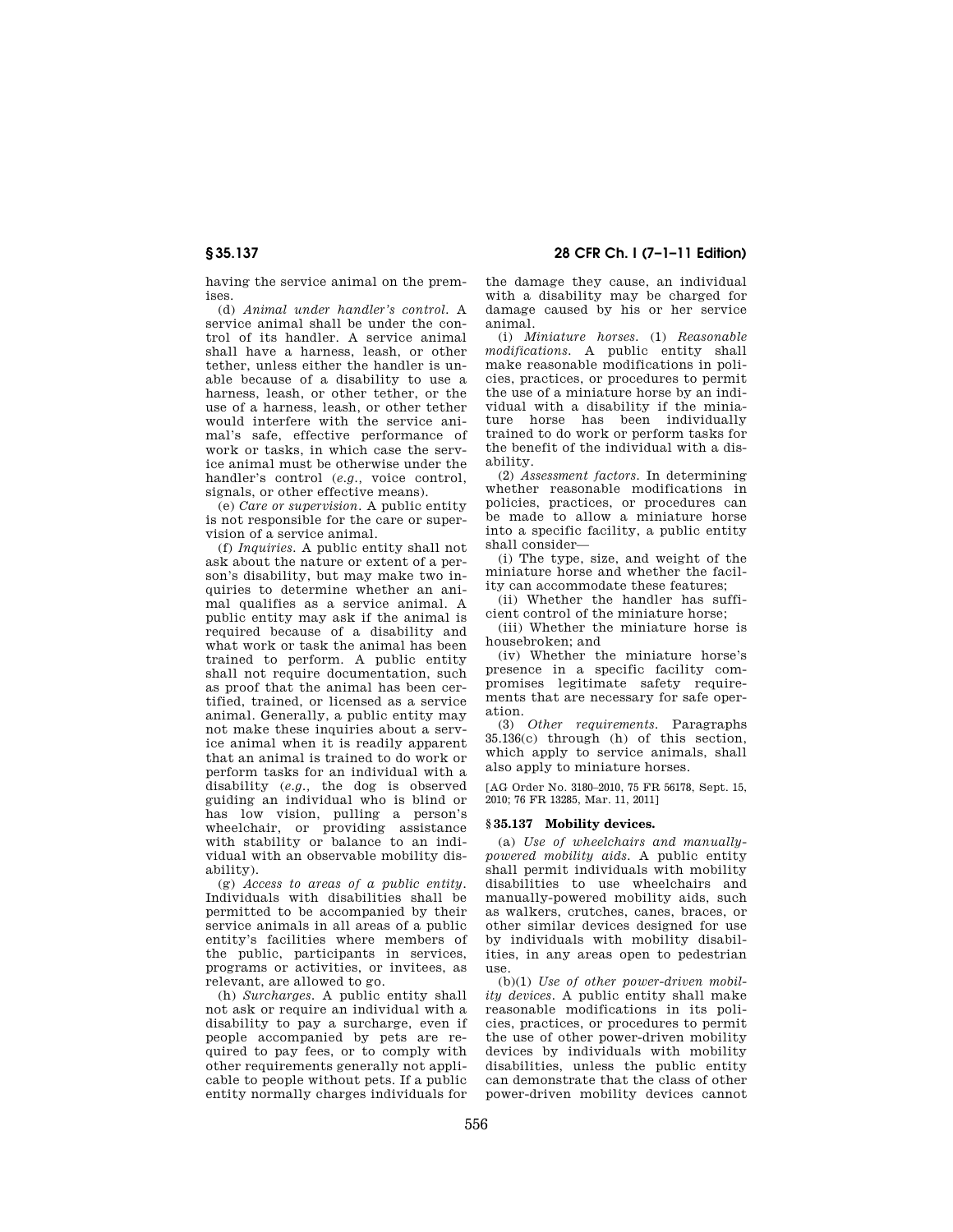having the service animal on the premises.

(d) *Animal under handler's control.* A service animal shall be under the control of its handler. A service animal shall have a harness, leash, or other tether, unless either the handler is unable because of a disability to use a harness, leash, or other tether, or the use of a harness, leash, or other tether would interfere with the service animal's safe, effective performance of work or tasks, in which case the service animal must be otherwise under the handler's control (*e.g.*, voice control, signals, or other effective means).

(e) *Care or supervision.* A public entity is not responsible for the care or supervision of a service animal.

(f) *Inquiries.* A public entity shall not ask about the nature or extent of a person's disability, but may make two inquiries to determine whether an animal qualifies as a service animal. A public entity may ask if the animal is required because of a disability and what work or task the animal has been trained to perform. A public entity shall not require documentation, such as proof that the animal has been certified, trained, or licensed as a service animal. Generally, a public entity may not make these inquiries about a service animal when it is readily apparent that an animal is trained to do work or perform tasks for an individual with a disability (*e.g.*, the dog is observed guiding an individual who is blind or has low vision, pulling a person's wheelchair, or providing assistance with stability or balance to an individual with an observable mobility disability).

(g) *Access to areas of a public entity.* Individuals with disabilities shall be permitted to be accompanied by their service animals in all areas of a public entity's facilities where members of the public, participants in services, programs or activities, or invitees, as relevant, are allowed to go.

(h) *Surcharges.* A public entity shall not ask or require an individual with a disability to pay a surcharge, even if people accompanied by pets are required to pay fees, or to comply with other requirements generally not applicable to people without pets. If a public entity normally charges individuals for the damage they cause, an individual with a disability may be charged for damage caused by his or her service animal.

(i) *Miniature horses.* (1) *Reasonable modifications.* A public entity shall make reasonable modifications in policies, practices, or procedures to permit the use of a miniature horse by an individual with a disability if the miniature horse has been individually trained to do work or perform tasks for the benefit of the individual with a disability.

(2) *Assessment factors.* In determining whether reasonable modifications in policies, practices, or procedures can be made to allow a miniature horse into a specific facility, a public entity shall consider—

(i) The type, size, and weight of the miniature horse and whether the facility can accommodate these features;

(ii) Whether the handler has sufficient control of the miniature horse;

(iii) Whether the miniature horse is housebroken; and

(iv) Whether the miniature horse's presence in a specific facility compromises legitimate safety requirements that are necessary for safe operation.

(3) *Other requirements.* Paragraphs 35.136(c) through (h) of this section, which apply to service animals, shall also apply to miniature horses.

[AG Order No. 3180–2010, 75 FR 56178, Sept. 15, 2010; 76 FR 13285, Mar. 11, 2011]

### § 35.137 Mobility devices.

(a) *Use of wheelchairs and manually-powered mobility aids.* A public entity shall permit individuals with mobility disabilities to use wheelchairs and manually-powered mobility aids, such as walkers, crutches, canes, braces, or other similar devices designed for use by individuals with mobility disabilities, in any areas open to pedestrian use.

(b)(1) *Use of other power-driven mobility devices.* A public entity shall make reasonable modifications in its policies, practices, or procedures to permit the use of other power-driven mobility devices by individuals with mobility disabilities, unless the public entity can demonstrate that the class of other power-driven mobility devices cannot